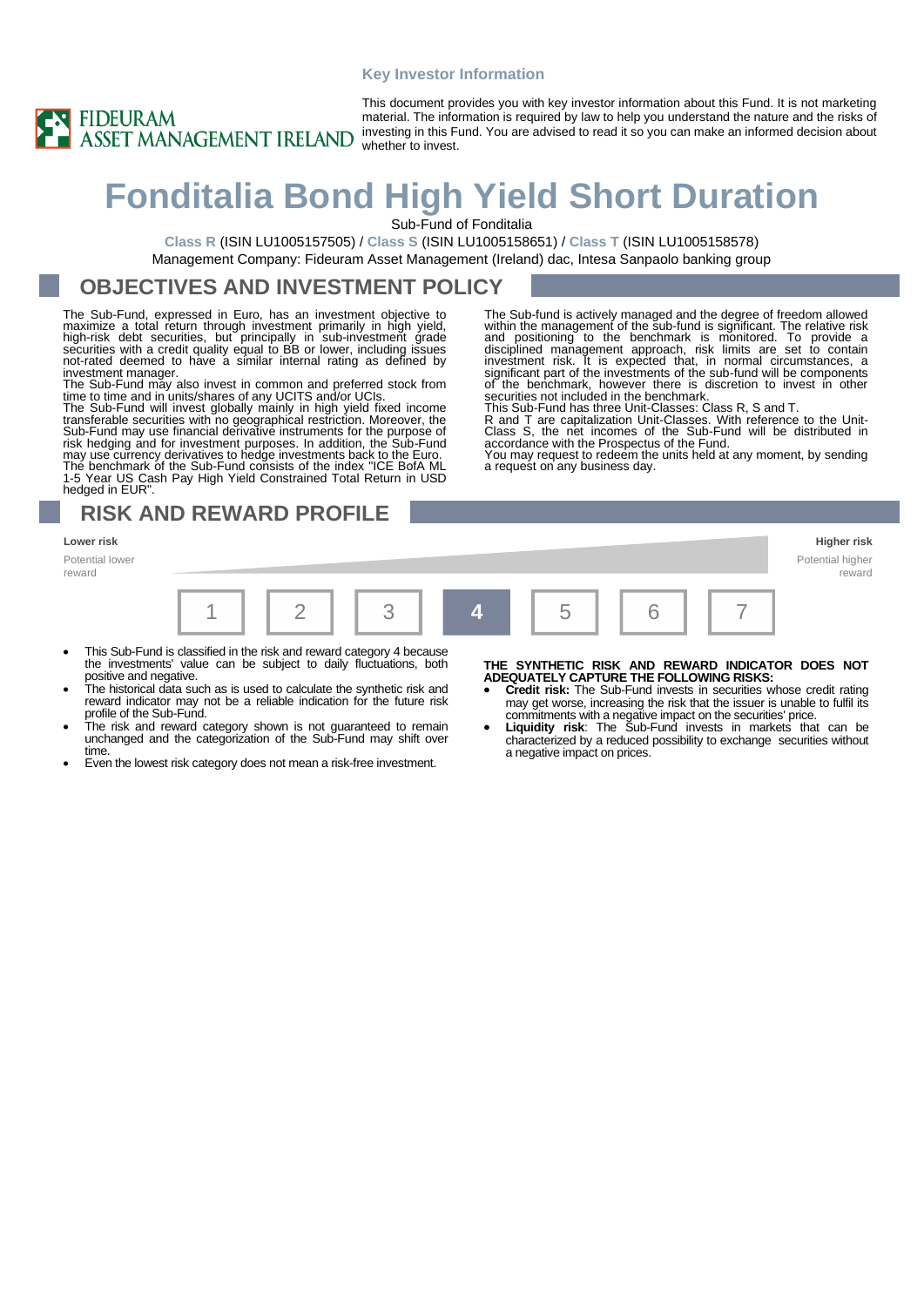Key Investor Information

FIDEURAM ASSET MANAGEMENT IRELAND

This document provides you with key investor information about this Fund. It is not marketing material. The information is required by law to help you understand the nature and the risks of investing in this Fund. You are advised to read it so you can make an informed decision about whether to invest.

# Fonditalia Bond High Yield Short Duration

Sub-Fund of Fonditalia

**Class R** (ISIN LU1005157505) / **Class S** (ISIN LU1005158651) / **Class T** (ISIN LU1005158578)

Management Company: Fideuram Asset Management (Ireland) dac, Intesa Sanpaolo banking group

## OBJECTIVES AND INVESTMENT POLICY

The Sub-Fund, expressed in Euro, has an investment objective to maximize a total return through investment primarily in high yield, high-risk debt securities, but principally in sub-investment grade securities with a credit quality equal to BB or lower, including issues not-rated deemed to have a similar internal rating as defined by investment manager.

The Sub-Fund may also invest in common and preferred stock from time to time and in units/shares of any UCITS and/or UCIs.

The Sub-Fund will invest globally mainly in high yield fixed income transferable securities with no geographical restriction. Moreover, the Sub-Fund may use financial derivative instruments for the purpose of risk hedging and for investment purposes. In addition, the Sub-Fund may use currency derivatives to hedge investments back to the Euro.

The benchmark of the Sub-Fund consists of the index "ICE BofA ML 1-5 Year US Cash Pay High Yield Constrained Total Return in USD hedged in EUR".

The Sub-fund is actively managed and the degree of freedom allowed within the management of the sub-fund is significant. The relative risk and positioning to the benchmark is monitored. To provide a disciplined management approach, risk limits are set to contain investment risk. It is expected that, in normal circumstances, a significant part of the investments of the sub-fund will be components of the benchmark, however there is discretion to invest in other securities not included in the benchmark.

This Sub-Fund has three Unit-Classes: Class R, S and T.

R and T are capitalization Unit-Classes. With reference to the Unit-Class S, the net incomes of the Sub-Fund will be distributed in accordance with the Prospectus of the Fund.

You may request to redeem the units held at any moment, by sending a request on any business day.

## RISK AND REWARD PROFILE

| Lower risk<br>Potential lower reward | | | | | | Higher risk<br>Potential higher reward |
|---|---|---|---|---|---|---|
| 1 | 2 | 3 | **4** | 5 | 6 | 7 |

- This Sub-Fund is classified in the risk and reward category 4 because the investments' value can be subject to daily fluctuations, both positive and negative.
- The historical data such as is used to calculate the synthetic risk and reward indicator may not be a reliable indication for the future risk profile of the Sub-Fund.
- The risk and reward category shown is not guaranteed to remain unchanged and the categorization of the Sub-Fund may shift over time.
- Even the lowest risk category does not mean a risk-free investment.

**THE SYNTHETIC RISK AND REWARD INDICATOR DOES NOT ADEQUATELY CAPTURE THE FOLLOWING RISKS:**

- **Credit risk:** The Sub-Fund invests in securities whose credit rating may get worse, increasing the risk that the issuer is unable to fulfil its commitments with a negative impact on the securities' price.
- **Liquidity risk**: The Sub-Fund invests in markets that can be characterized by a reduced possibility to exchange securities without a negative impact on prices.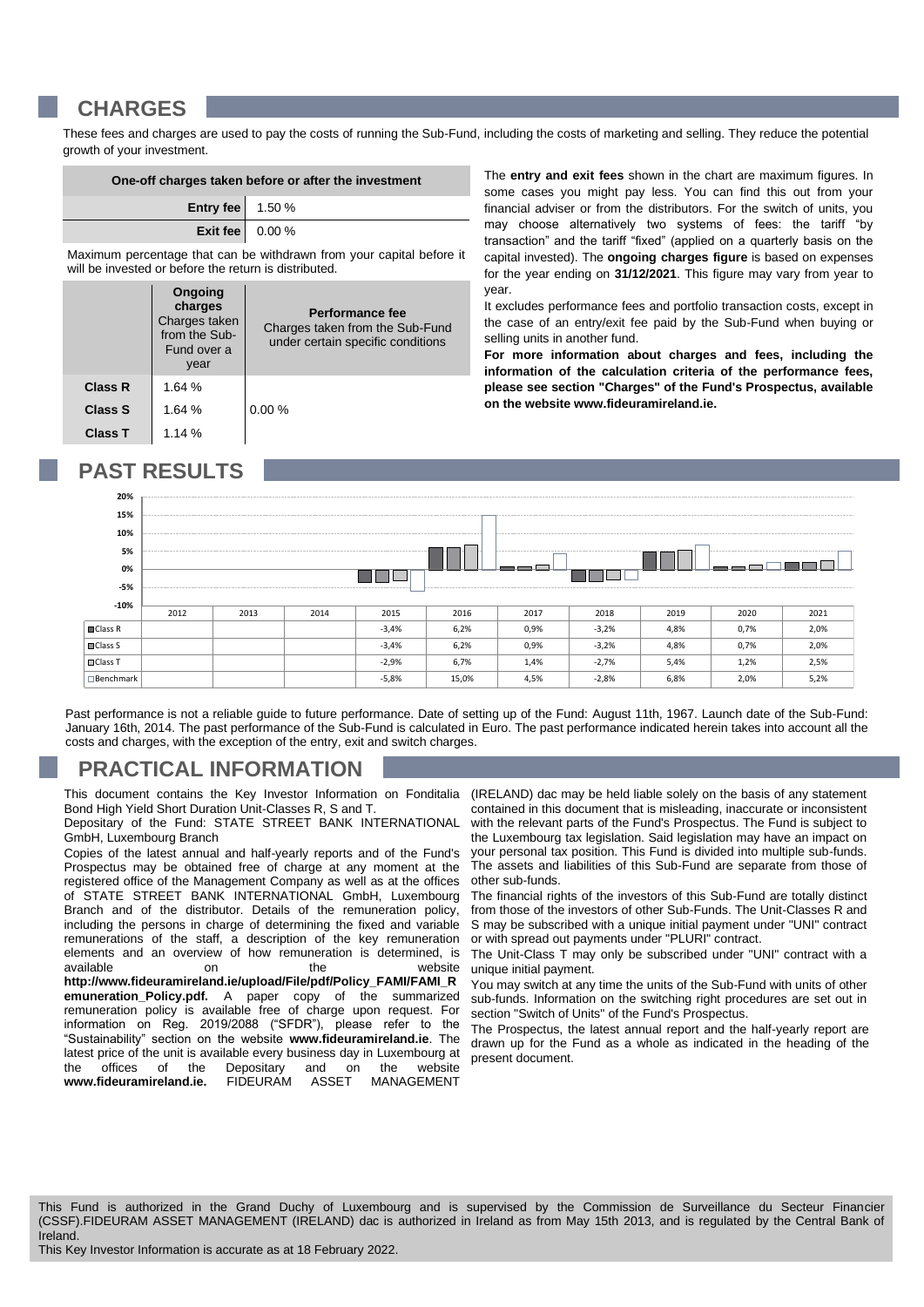## CHARGES

These fees and charges are used to pay the costs of running the Sub-Fund, including the costs of marketing and selling. They reduce the potential growth of your investment.

| One-off charges taken before or after the investment | |
|---|---|
| **Entry fee** | 1.50 % |
| **Exit fee** | 0.00 % |

Maximum percentage that can be withdrawn from your capital before it will be invested or before the return is distributed.

| | **Ongoing charges** Charges taken from the Sub-Fund over a year | **Performance fee** Charges taken from the Sub-Fund under certain specific conditions |
|---|---|---|
| **Class R** | 1.64 % | |
| **Class S** | 1.64 % | 0.00 % |
| **Class T** | 1.14 % | |

The **entry and exit fees** shown in the chart are maximum figures. In some cases you might pay less. You can find this out from your financial adviser or from the distributors. For the switch of units, you may choose alternatively two systems of fees: the tariff "by transaction" and the tariff "fixed" (applied on a quarterly basis on the capital invested). The **ongoing charges figure** is based on expenses for the year ending on **31/12/2021**. This figure may vary from year to year.

It excludes performance fees and portfolio transaction costs, except in the case of an entry/exit fee paid by the Sub-Fund when buying or selling units in another fund.

**For more information about charges and fees, including the information of the calculation criteria of the performance fees, please see section "Charges" of the Fund's Prospectus, available on the website www.fideuramireland.ie.**

## PAST RESULTS

20%
15%
10%
5%
0%
-5%
-10%

| | 2012 | 2013 | 2014 | 2015 | 2016 | 2017 | 2018 | 2019 | 2020 | 2021 |
|---|---|---|---|---|---|---|---|---|---|---|
| Class R | | | | -3,4% | 6,2% | 0,9% | -3,2% | 4,8% | 0,7% | 2,0% |
| Class S | | | | -3,4% | 6,2% | 0,9% | -3,2% | 4,8% | 0,7% | 2,0% |
| Class T | | | | -2,9% | 6,7% | 1,4% | -2,7% | 5,4% | 1,2% | 2,5% |
| Benchmark | | | | -5,8% | 15,0% | 4,5% | -2,8% | 6,8% | 2,0% | 5,2% |

Past performance is not a reliable guide to future performance. Date of setting up of the Fund: August 11th, 1967. Launch date of the Sub-Fund: January 16th, 2014. The past performance of the Sub-Fund is calculated in Euro. The past performance indicated herein takes into account all the costs and charges, with the exception of the entry, exit and switch charges.

## PRACTICAL INFORMATION

This document contains the Key Investor Information on Fonditalia Bond High Yield Short Duration Unit-Classes R, S and T.

Depositary of the Fund: STATE STREET BANK INTERNATIONAL GmbH, Luxembourg Branch

Copies of the latest annual and half-yearly reports and of the Fund's Prospectus may be obtained free of charge at any moment at the registered office of the Management Company as well as at the offices of STATE STREET BANK INTERNATIONAL GmbH, Luxembourg Branch and of the distributor. Details of the remuneration policy, including the persons in charge of determining the fixed and variable remunerations of the staff, a description of the key remuneration elements and an overview of how remuneration is determined, is available on the website **http://www.fideuramireland.ie/upload/File/pdf/Policy_FAMI/FAMI_Remuneration_Policy.pdf.** A paper copy of the summarized remuneration policy is available free of charge upon request. For information on Reg. 2019/2088 ("SFDR"), please refer to the "Sustainability" section on the website **www.fideuramireland.ie**. The latest price of the unit is available every business day in Luxembourg at the offices of the Depositary and on the website **www.fideuramireland.ie.** FIDEURAM ASSET MANAGEMENT (IRELAND) dac may be held liable solely on the basis of any statement contained in this document that is misleading, inaccurate or inconsistent with the relevant parts of the Fund's Prospectus. The Fund is subject to the Luxembourg tax legislation. Said legislation may have an impact on your personal tax position. This Fund is divided into multiple sub-funds. The assets and liabilities of this Sub-Fund are separate from those of other sub-funds.

The financial rights of the investors of this Sub-Fund are totally distinct from those of the investors of other Sub-Funds. The Unit-Classes R and S may be subscribed with a unique initial payment under "UNI" contract or with spread out payments under "PLURI" contract.

The Unit-Class T may only be subscribed under "UNI" contract with a unique initial payment.

You may switch at any time the units of the Sub-Fund with units of other sub-funds. Information on the switching right procedures are set out in section "Switch of Units" of the Fund's Prospectus.

The Prospectus, the latest annual report and the half-yearly report are drawn up for the Fund as a whole as indicated in the heading of the present document.

This Fund is authorized in the Grand Duchy of Luxembourg and is supervised by the Commission de Surveillance du Secteur Financier (CSSF).FIDEURAM ASSET MANAGEMENT (IRELAND) dac is authorized in Ireland as from May 15th 2013, and is regulated by the Central Bank of Ireland.

This Key Investor Information is accurate as at 18 February 2022.